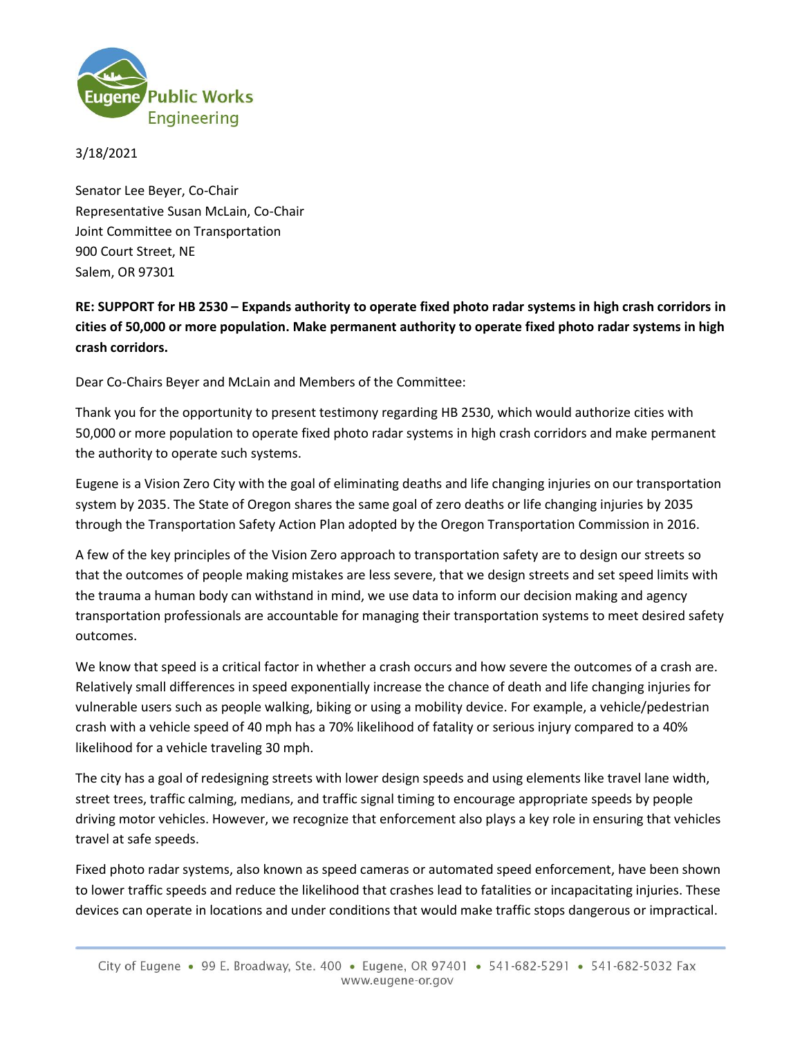Eugene Public Works
Engineering

3/18/2021

Senator Lee Beyer, Co-Chair
Representative Susan McLain, Co-Chair
Joint Committee on Transportation
900 Court Street, NE
Salem, OR 97301

**RE: SUPPORT for HB 2530 – Expands authority to operate fixed photo radar systems in high crash corridors in cities of 50,000 or more population. Make permanent authority to operate fixed photo radar systems in high crash corridors.**

Dear Co-Chairs Beyer and McLain and Members of the Committee:

Thank you for the opportunity to present testimony regarding HB 2530, which would authorize cities with 50,000 or more population to operate fixed photo radar systems in high crash corridors and make permanent the authority to operate such systems.

Eugene is a Vision Zero City with the goal of eliminating deaths and life changing injuries on our transportation system by 2035. The State of Oregon shares the same goal of zero deaths or life changing injuries by 2035 through the Transportation Safety Action Plan adopted by the Oregon Transportation Commission in 2016.

A few of the key principles of the Vision Zero approach to transportation safety are to design our streets so that the outcomes of people making mistakes are less severe, that we design streets and set speed limits with the trauma a human body can withstand in mind, we use data to inform our decision making and agency transportation professionals are accountable for managing their transportation systems to meet desired safety outcomes.

We know that speed is a critical factor in whether a crash occurs and how severe the outcomes of a crash are. Relatively small differences in speed exponentially increase the chance of death and life changing injuries for vulnerable users such as people walking, biking or using a mobility device. For example, a vehicle/pedestrian crash with a vehicle speed of 40 mph has a 70% likelihood of fatality or serious injury compared to a 40% likelihood for a vehicle traveling 30 mph.

The city has a goal of redesigning streets with lower design speeds and using elements like travel lane width, street trees, traffic calming, medians, and traffic signal timing to encourage appropriate speeds by people driving motor vehicles. However, we recognize that enforcement also plays a key role in ensuring that vehicles travel at safe speeds.

Fixed photo radar systems, also known as speed cameras or automated speed enforcement, have been shown to lower traffic speeds and reduce the likelihood that crashes lead to fatalities or incapacitating injuries. These devices can operate in locations and under conditions that would make traffic stops dangerous or impractical.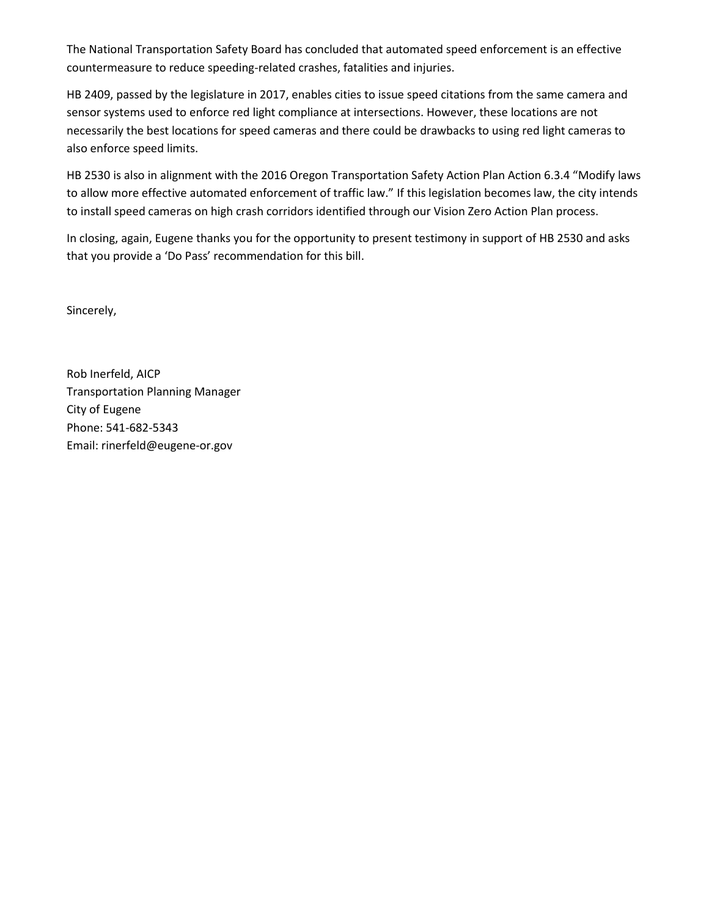The National Transportation Safety Board has concluded that automated speed enforcement is an effective countermeasure to reduce speeding-related crashes, fatalities and injuries.

HB 2409, passed by the legislature in 2017, enables cities to issue speed citations from the same camera and sensor systems used to enforce red light compliance at intersections. However, these locations are not necessarily the best locations for speed cameras and there could be drawbacks to using red light cameras to also enforce speed limits.

HB 2530 is also in alignment with the 2016 Oregon Transportation Safety Action Plan Action 6.3.4 "Modify laws to allow more effective automated enforcement of traffic law." If this legislation becomes law, the city intends to install speed cameras on high crash corridors identified through our Vision Zero Action Plan process.

In closing, again, Eugene thanks you for the opportunity to present testimony in support of HB 2530 and asks that you provide a 'Do Pass' recommendation for this bill.

Sincerely,

Rob Inerfeld, AICP
Transportation Planning Manager
City of Eugene
Phone: 541-682-5343
Email: rinerfeld@eugene-or.gov